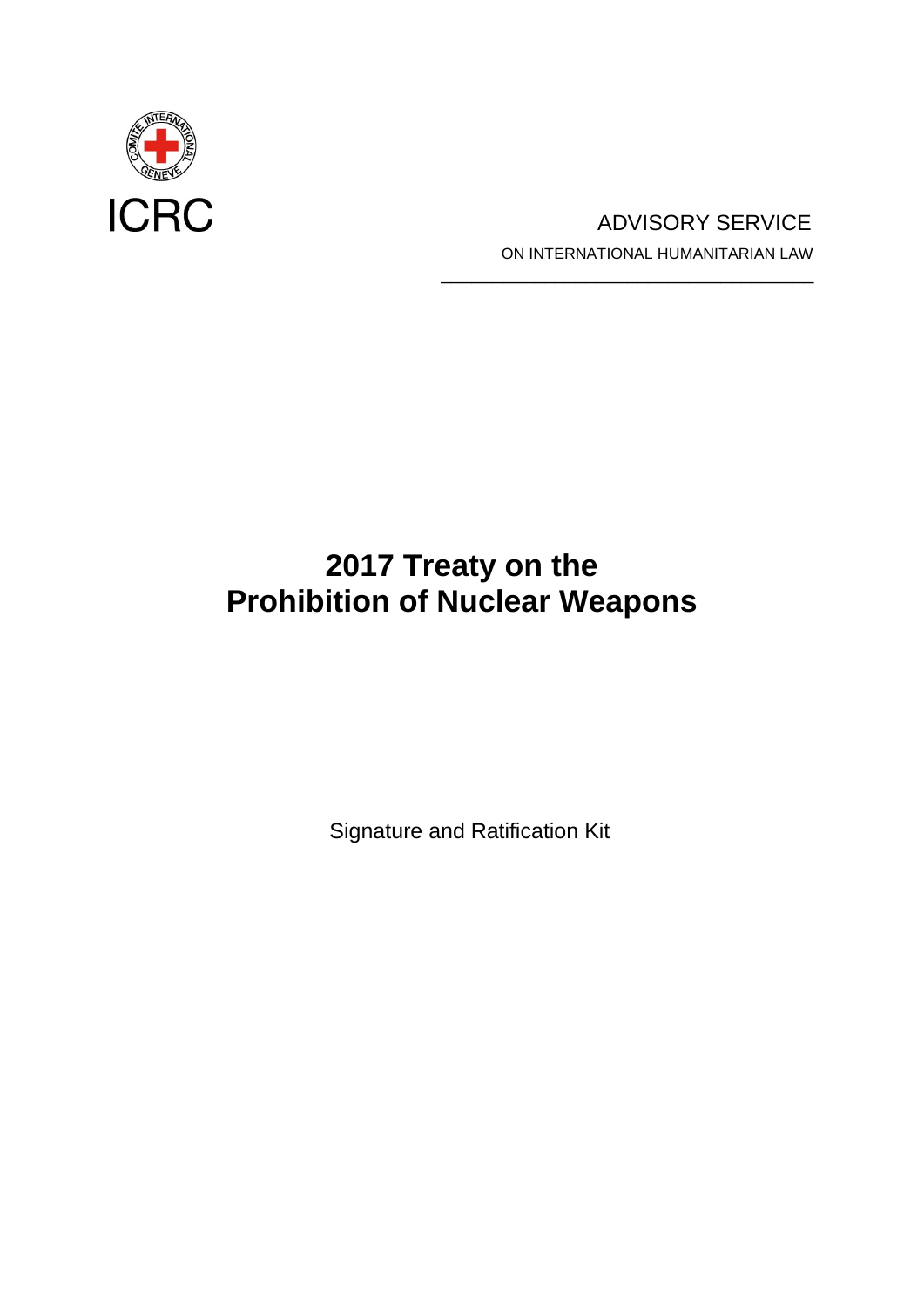ICRC

ADVISORY SERVICE

ON INTERNATIONAL HUMANITARIAN LAW

# 2017 Treaty on the Prohibition of Nuclear Weapons

Signature and Ratification Kit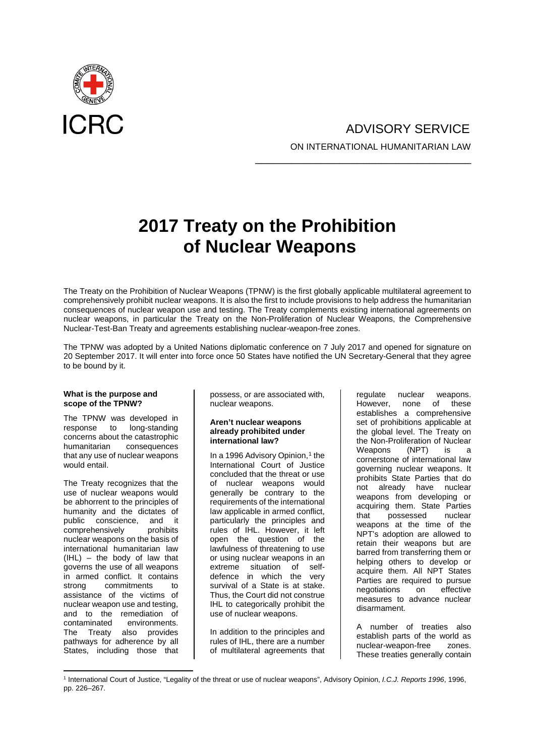ICRC

ADVISORY SERVICE

ON INTERNATIONAL HUMANITARIAN LAW

# 2017 Treaty on the Prohibition of Nuclear Weapons

The Treaty on the Prohibition of Nuclear Weapons (TPNW) is the first globally applicable multilateral agreement to comprehensively prohibit nuclear weapons. It is also the first to include provisions to help address the humanitarian consequences of nuclear weapon use and testing. The Treaty complements existing international agreements on nuclear weapons, in particular the Treaty on the Non-Proliferation of Nuclear Weapons, the Comprehensive Nuclear-Test-Ban Treaty and agreements establishing nuclear-weapon-free zones.

The TPNW was adopted by a United Nations diplomatic conference on 7 July 2017 and opened for signature on 20 September 2017. It will enter into force once 50 States have notified the UN Secretary-General that they agree to be bound by it.

**What is the purpose and scope of the TPNW?**

The TPNW was developed in response to long-standing concerns about the catastrophic humanitarian consequences that any use of nuclear weapons would entail.

The Treaty recognizes that the use of nuclear weapons would be abhorrent to the principles of humanity and the dictates of public conscience, and it comprehensively prohibits nuclear weapons on the basis of international humanitarian law (IHL) – the body of law that governs the use of all weapons in armed conflict. It contains strong commitments to assistance of the victims of nuclear weapon use and testing, and to the remediation of contaminated environments. The Treaty also provides pathways for adherence by all States, including those that possess, or are associated with, nuclear weapons.

**Aren't nuclear weapons already prohibited under international law?**

In a 1996 Advisory Opinion,[1] the International Court of Justice concluded that the threat or use of nuclear weapons would generally be contrary to the requirements of the international law applicable in armed conflict, particularly the principles and rules of IHL. However, it left open the question of the lawfulness of threatening to use or using nuclear weapons in an extreme situation of self-defence in which the very survival of a State is at stake. Thus, the Court did not construe IHL to categorically prohibit the use of nuclear weapons.

In addition to the principles and rules of IHL, there are a number of multilateral agreements that regulate nuclear weapons. However, none of these establishes a comprehensive set of prohibitions applicable at the global level. The Treaty on the Non-Proliferation of Nuclear Weapons (NPT) is a cornerstone of international law governing nuclear weapons. It prohibits State Parties that do not already have nuclear weapons from developing or acquiring them. State Parties that possessed nuclear weapons at the time of the NPT's adoption are allowed to retain their weapons but are barred from transferring them or helping others to develop or acquire them. All NPT States Parties are required to pursue negotiations on effective measures to advance nuclear disarmament.

A number of treaties also establish parts of the world as nuclear-weapon-free zones. These treaties generally contain

[1] International Court of Justice, "Legality of the threat or use of nuclear weapons", Advisory Opinion, *I.C.J. Reports 1996*, 1996, pp. 226–267.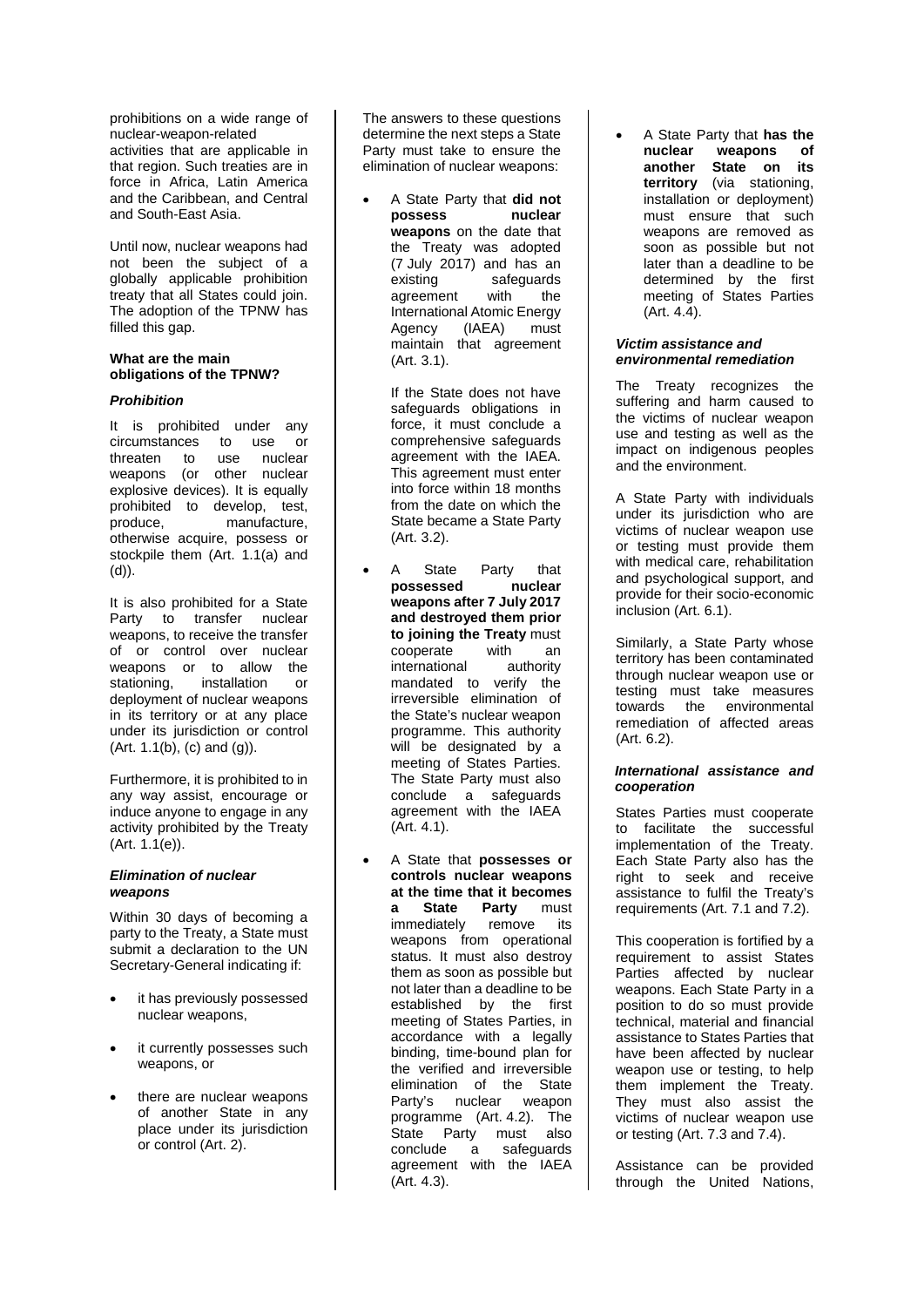prohibitions on a wide range of nuclear-weapon-related activities that are applicable in that region. Such treaties are in force in Africa, Latin America and the Caribbean, and Central and South-East Asia.

Until now, nuclear weapons had not been the subject of a globally applicable prohibition treaty that all States could join. The adoption of the TPNW has filled this gap.

### What are the main obligations of the TPNW?

#### *Prohibition*

It is prohibited under any circumstances to use or threaten to use nuclear weapons (or other nuclear explosive devices). It is equally prohibited to develop, test, produce, manufacture, otherwise acquire, possess or stockpile them (Art. 1.1(a) and (d)).

It is also prohibited for a State Party to transfer nuclear weapons, to receive the transfer of or control over nuclear weapons or to allow the stationing, installation or deployment of nuclear weapons in its territory or at any place under its jurisdiction or control (Art. 1.1(b), (c) and (g)).

Furthermore, it is prohibited to in any way assist, encourage or induce anyone to engage in any activity prohibited by the Treaty (Art. 1.1(e)).

#### *Elimination of nuclear weapons*

Within 30 days of becoming a party to the Treaty, a State must submit a declaration to the UN Secretary-General indicating if:

- it has previously possessed nuclear weapons,
- it currently possesses such weapons, or
- there are nuclear weapons of another State in any place under its jurisdiction or control (Art. 2).

The answers to these questions determine the next steps a State Party must take to ensure the elimination of nuclear weapons:

- A State Party that **did not possess nuclear weapons** on the date that the Treaty was adopted (7 July 2017) and has an existing safeguards agreement with the International Atomic Energy Agency (IAEA) must maintain that agreement (Art. 3.1).

  If the State does not have safeguards obligations in force, it must conclude a comprehensive safeguards agreement with the IAEA. This agreement must enter into force within 18 months from the date on which the State became a State Party (Art. 3.2).

- A State Party that **possessed nuclear weapons after 7 July 2017 and destroyed them prior to joining the Treaty** must cooperate with an international authority mandated to verify the irreversible elimination of the State's nuclear weapon programme. This authority will be designated by a meeting of States Parties. The State Party must also conclude a safeguards agreement with the IAEA (Art. 4.1).

- A State that **possesses or controls nuclear weapons at the time that it becomes a State Party** must immediately remove its weapons from operational status. It must also destroy them as soon as possible but not later than a deadline to be established by the first meeting of States Parties, in accordance with a legally binding, time-bound plan for the verified and irreversible elimination of the State Party's nuclear weapon programme (Art. 4.2). The State Party must also conclude a safeguards agreement with the IAEA (Art. 4.3).

- A State Party that **has the nuclear weapons of another State on its territory** (via stationing, installation or deployment) must ensure that such weapons are removed as soon as possible but not later than a deadline to be determined by the first meeting of States Parties (Art. 4.4).

#### *Victim assistance and environmental remediation*

The Treaty recognizes the suffering and harm caused to the victims of nuclear weapon use and testing as well as the impact on indigenous peoples and the environment.

A State Party with individuals under its jurisdiction who are victims of nuclear weapon use or testing must provide them with medical care, rehabilitation and psychological support, and provide for their socio-economic inclusion (Art. 6.1).

Similarly, a State Party whose territory has been contaminated through nuclear weapon use or testing must take measures towards the environmental remediation of affected areas (Art. 6.2).

#### *International assistance and cooperation*

States Parties must cooperate to facilitate the successful implementation of the Treaty. Each State Party also has the right to seek and receive assistance to fulfil the Treaty's requirements (Art. 7.1 and 7.2).

This cooperation is fortified by a requirement to assist States Parties affected by nuclear weapons. Each State Party in a position to do so must provide technical, material and financial assistance to States Parties that have been affected by nuclear weapon use or testing, to help them implement the Treaty. They must also assist the victims of nuclear weapon use or testing (Art. 7.3 and 7.4).

Assistance can be provided through the United Nations,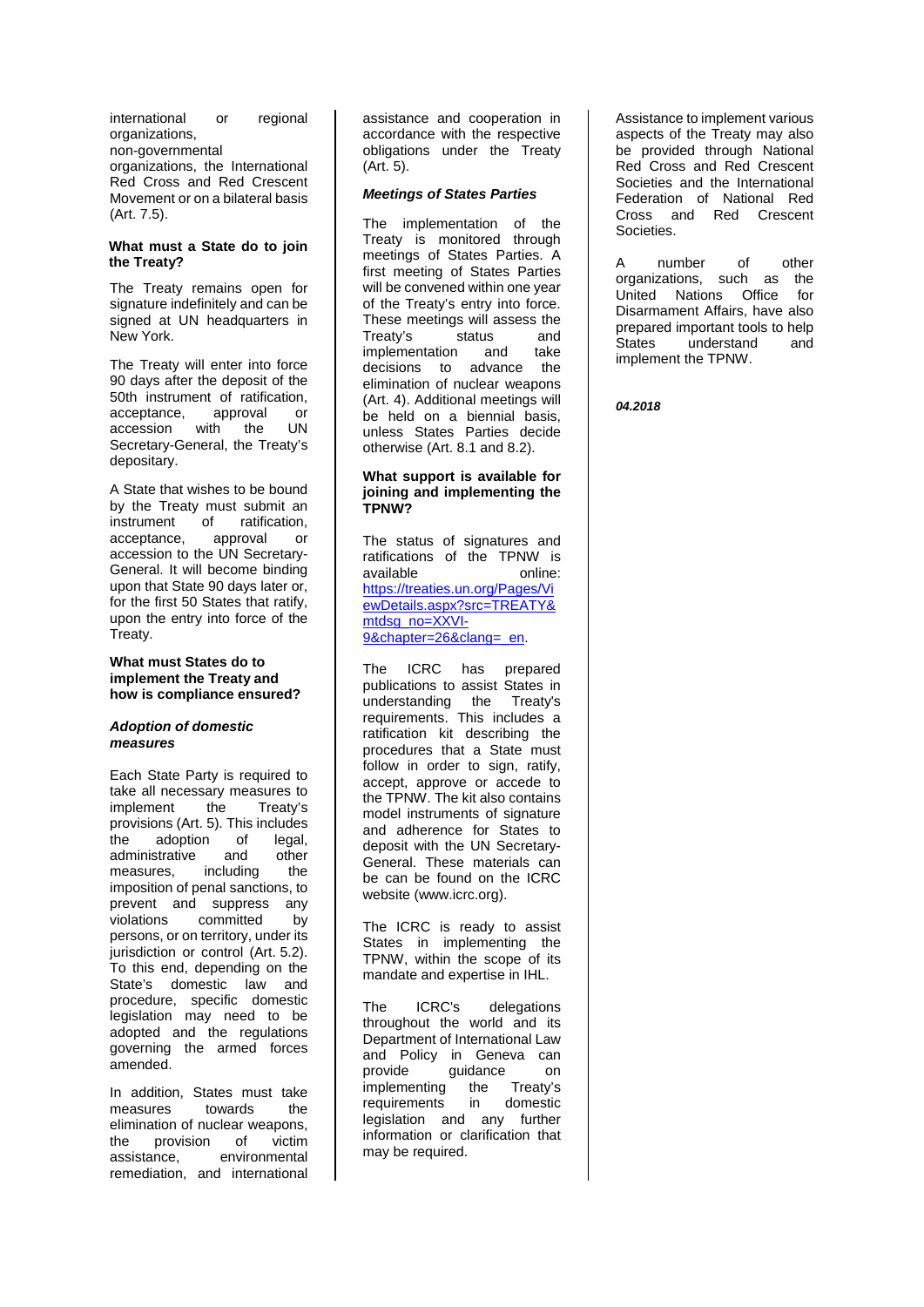international or regional organizations, non-governmental organizations, the International Red Cross and Red Crescent Movement or on a bilateral basis (Art. 7.5).

**What must a State do to join the Treaty?**

The Treaty remains open for signature indefinitely and can be signed at UN headquarters in New York.

The Treaty will enter into force 90 days after the deposit of the 50th instrument of ratification, acceptance, approval or accession with the UN Secretary-General, the Treaty's depositary.

A State that wishes to be bound by the Treaty must submit an instrument of ratification, acceptance, approval or accession to the UN Secretary-General. It will become binding upon that State 90 days later or, for the first 50 States that ratify, upon the entry into force of the Treaty.

**What must States do to implement the Treaty and how is compliance ensured?**

***Adoption of domestic measures***

Each State Party is required to take all necessary measures to implement the Treaty's provisions (Art. 5). This includes the adoption of legal, administrative and other measures, including the imposition of penal sanctions, to prevent and suppress any violations committed by persons, or on territory, under its jurisdiction or control (Art. 5.2). To this end, depending on the State's domestic law and procedure, specific domestic legislation may need to be adopted and the regulations governing the armed forces amended.

In addition, States must take measures towards the elimination of nuclear weapons, the provision of victim assistance, environmental remediation, and international assistance and cooperation in accordance with the respective obligations under the Treaty (Art. 5).

***Meetings of States Parties***

The implementation of the Treaty is monitored through meetings of States Parties. A first meeting of States Parties will be convened within one year of the Treaty's entry into force. These meetings will assess the Treaty's status and implementation and take decisions to advance the elimination of nuclear weapons (Art. 4). Additional meetings will be held on a biennial basis, unless States Parties decide otherwise (Art. 8.1 and 8.2).

**What support is available for joining and implementing the TPNW?**

The status of signatures and ratifications of the TPNW is available online: [https://treaties.un.org/Pages/ViewDetails.aspx?src=TREATY&mtdsg_no=XXVI-9&chapter=26&clang=_en](https://treaties.un.org/Pages/ViewDetails.aspx?src=TREATY&mtdsg_no=XXVI-9&chapter=26&clang=_en).

The ICRC has prepared publications to assist States in understanding the Treaty's requirements. This includes a ratification kit describing the procedures that a State must follow in order to sign, ratify, accept, approve or accede to the TPNW. The kit also contains model instruments of signature and adherence for States to deposit with the UN Secretary-General. These materials can be can be found on the ICRC website (www.icrc.org).

The ICRC is ready to assist States in implementing the TPNW, within the scope of its mandate and expertise in IHL.

The ICRC's delegations throughout the world and its Department of International Law and Policy in Geneva can provide guidance on implementing the Treaty's requirements in domestic legislation and any further information or clarification that may be required.

Assistance to implement various aspects of the Treaty may also be provided through National Red Cross and Red Crescent Societies and the International Federation of National Red Cross and Red Crescent Societies.

A number of other organizations, such as the United Nations Office for Disarmament Affairs, have also prepared important tools to help States understand and implement the TPNW.

***04.2018***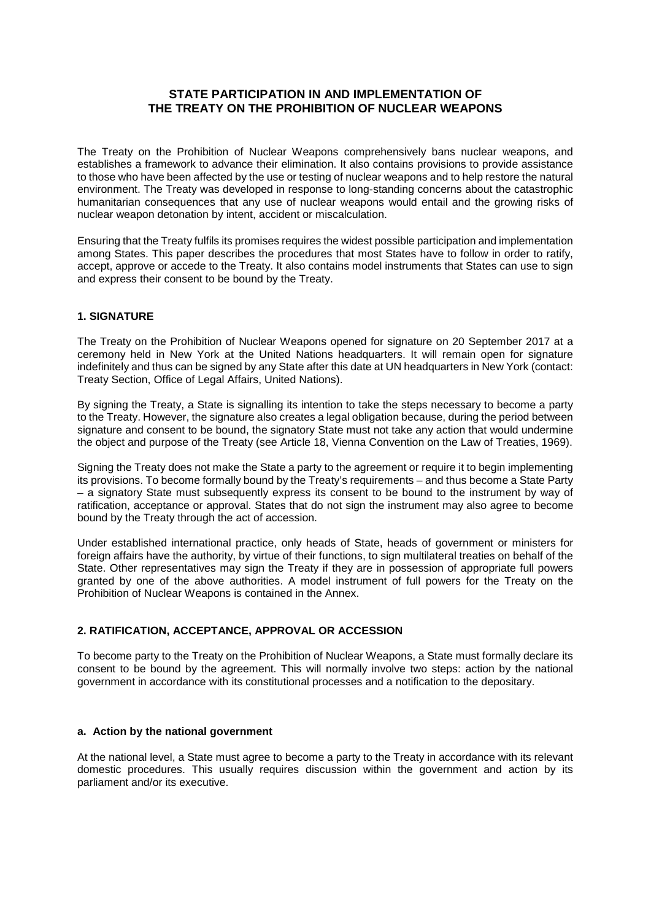# STATE PARTICIPATION IN AND IMPLEMENTATION OF THE TREATY ON THE PROHIBITION OF NUCLEAR WEAPONS

The Treaty on the Prohibition of Nuclear Weapons comprehensively bans nuclear weapons, and establishes a framework to advance their elimination. It also contains provisions to provide assistance to those who have been affected by the use or testing of nuclear weapons and to help restore the natural environment. The Treaty was developed in response to long-standing concerns about the catastrophic humanitarian consequences that any use of nuclear weapons would entail and the growing risks of nuclear weapon detonation by intent, accident or miscalculation.

Ensuring that the Treaty fulfils its promises requires the widest possible participation and implementation among States. This paper describes the procedures that most States have to follow in order to ratify, accept, approve or accede to the Treaty. It also contains model instruments that States can use to sign and express their consent to be bound by the Treaty.

## 1. SIGNATURE

The Treaty on the Prohibition of Nuclear Weapons opened for signature on 20 September 2017 at a ceremony held in New York at the United Nations headquarters. It will remain open for signature indefinitely and thus can be signed by any State after this date at UN headquarters in New York (contact: Treaty Section, Office of Legal Affairs, United Nations).

By signing the Treaty, a State is signalling its intention to take the steps necessary to become a party to the Treaty. However, the signature also creates a legal obligation because, during the period between signature and consent to be bound, the signatory State must not take any action that would undermine the object and purpose of the Treaty (see Article 18, Vienna Convention on the Law of Treaties, 1969).

Signing the Treaty does not make the State a party to the agreement or require it to begin implementing its provisions. To become formally bound by the Treaty's requirements – and thus become a State Party – a signatory State must subsequently express its consent to be bound to the instrument by way of ratification, acceptance or approval. States that do not sign the instrument may also agree to become bound by the Treaty through the act of accession.

Under established international practice, only heads of State, heads of government or ministers for foreign affairs have the authority, by virtue of their functions, to sign multilateral treaties on behalf of the State. Other representatives may sign the Treaty if they are in possession of appropriate full powers granted by one of the above authorities. A model instrument of full powers for the Treaty on the Prohibition of Nuclear Weapons is contained in the Annex.

## 2. RATIFICATION, ACCEPTANCE, APPROVAL OR ACCESSION

To become party to the Treaty on the Prohibition of Nuclear Weapons, a State must formally declare its consent to be bound by the agreement. This will normally involve two steps: action by the national government in accordance with its constitutional processes and a notification to the depositary.

### a. Action by the national government

At the national level, a State must agree to become a party to the Treaty in accordance with its relevant domestic procedures. This usually requires discussion within the government and action by its parliament and/or its executive.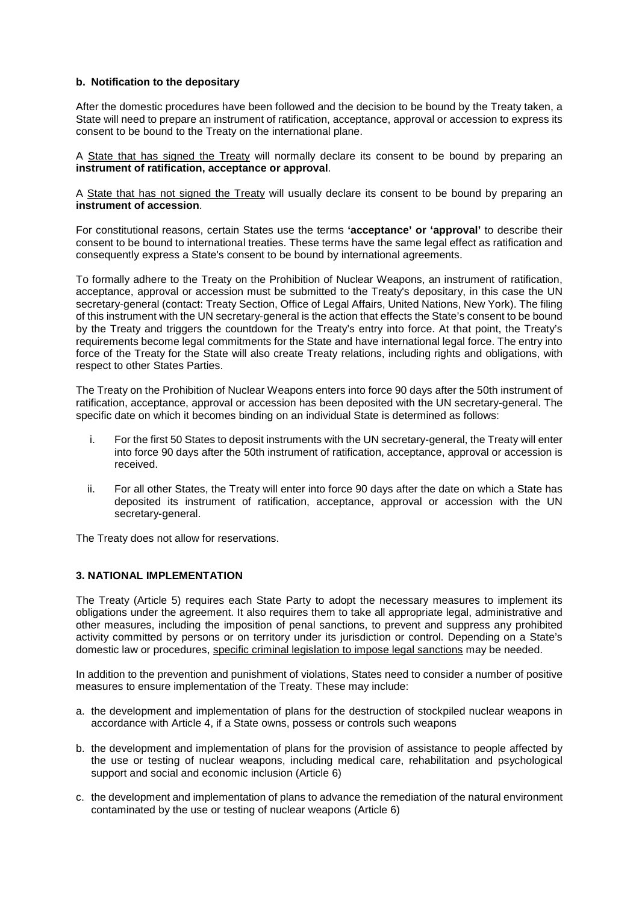### b. Notification to the depositary

After the domestic procedures have been followed and the decision to be bound by the Treaty taken, a State will need to prepare an instrument of ratification, acceptance, approval or accession to express its consent to be bound to the Treaty on the international plane.

A State that has signed the Treaty will normally declare its consent to be bound by preparing an **instrument of ratification, acceptance or approval**.

A State that has not signed the Treaty will usually declare its consent to be bound by preparing an **instrument of accession**.

For constitutional reasons, certain States use the terms **'acceptance' or 'approval'** to describe their consent to be bound to international treaties. These terms have the same legal effect as ratification and consequently express a State's consent to be bound by international agreements.

To formally adhere to the Treaty on the Prohibition of Nuclear Weapons, an instrument of ratification, acceptance, approval or accession must be submitted to the Treaty's depositary, in this case the UN secretary-general (contact: Treaty Section, Office of Legal Affairs, United Nations, New York). The filing of this instrument with the UN secretary-general is the action that effects the State's consent to be bound by the Treaty and triggers the countdown for the Treaty's entry into force. At that point, the Treaty's requirements become legal commitments for the State and have international legal force. The entry into force of the Treaty for the State will also create Treaty relations, including rights and obligations, with respect to other States Parties.

The Treaty on the Prohibition of Nuclear Weapons enters into force 90 days after the 50th instrument of ratification, acceptance, approval or accession has been deposited with the UN secretary-general. The specific date on which it becomes binding on an individual State is determined as follows:

i. For the first 50 States to deposit instruments with the UN secretary-general, the Treaty will enter into force 90 days after the 50th instrument of ratification, acceptance, approval or accession is received.

ii. For all other States, the Treaty will enter into force 90 days after the date on which a State has deposited its instrument of ratification, acceptance, approval or accession with the UN secretary-general.

The Treaty does not allow for reservations.

## 3. NATIONAL IMPLEMENTATION

The Treaty (Article 5) requires each State Party to adopt the necessary measures to implement its obligations under the agreement. It also requires them to take all appropriate legal, administrative and other measures, including the imposition of penal sanctions, to prevent and suppress any prohibited activity committed by persons or on territory under its jurisdiction or control. Depending on a State's domestic law or procedures, specific criminal legislation to impose legal sanctions may be needed.

In addition to the prevention and punishment of violations, States need to consider a number of positive measures to ensure implementation of the Treaty. These may include:

a. the development and implementation of plans for the destruction of stockpiled nuclear weapons in accordance with Article 4, if a State owns, possess or controls such weapons

b. the development and implementation of plans for the provision of assistance to people affected by the use or testing of nuclear weapons, including medical care, rehabilitation and psychological support and social and economic inclusion (Article 6)

c. the development and implementation of plans to advance the remediation of the natural environment contaminated by the use or testing of nuclear weapons (Article 6)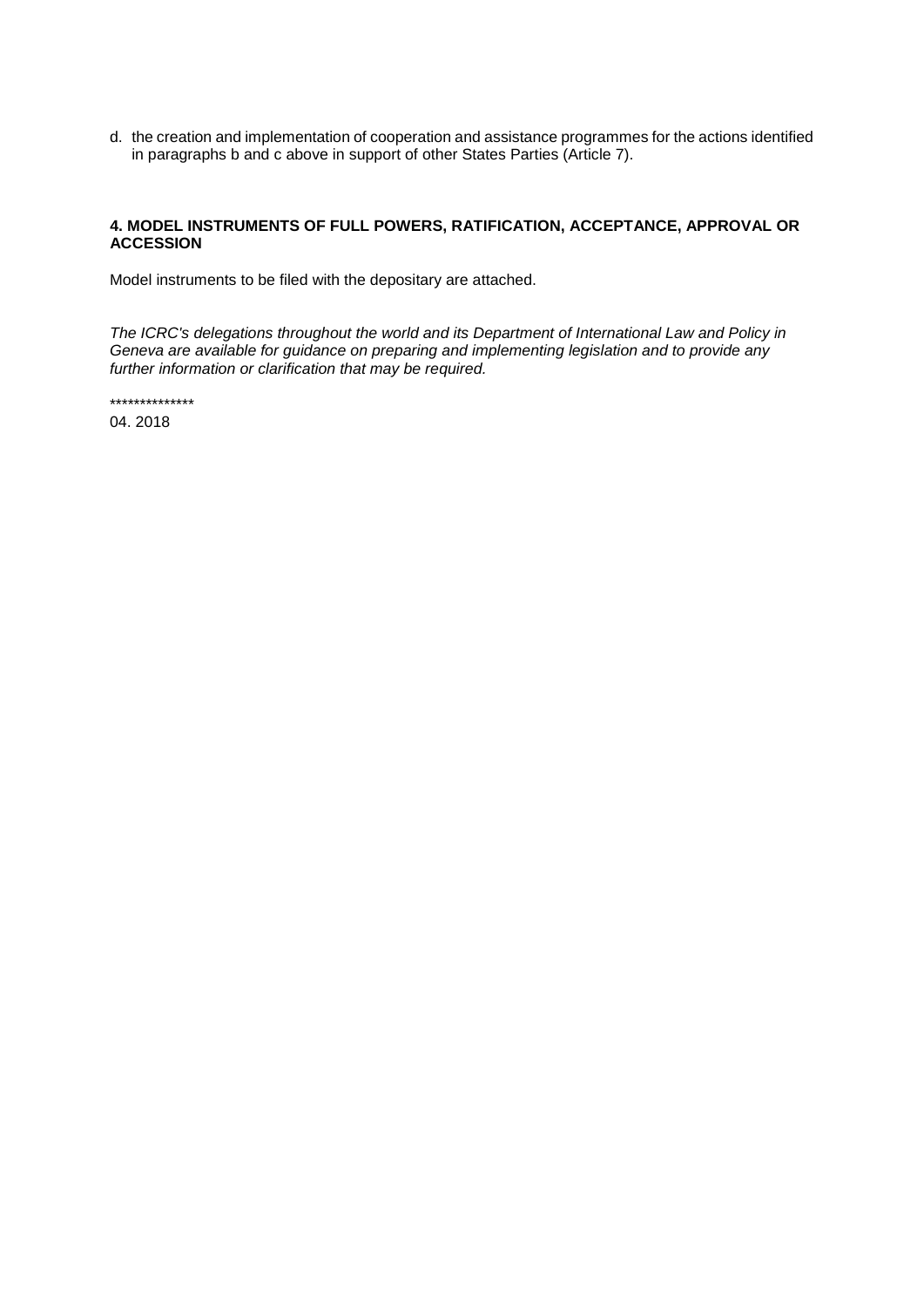d. the creation and implementation of cooperation and assistance programmes for the actions identified in paragraphs b and c above in support of other States Parties (Article 7).

## 4. MODEL INSTRUMENTS OF FULL POWERS, RATIFICATION, ACCEPTANCE, APPROVAL OR ACCESSION

Model instruments to be filed with the depositary are attached.

*The ICRC's delegations throughout the world and its Department of International Law and Policy in Geneva are available for guidance on preparing and implementing legislation and to provide any further information or clarification that may be required.*

**************

04. 2018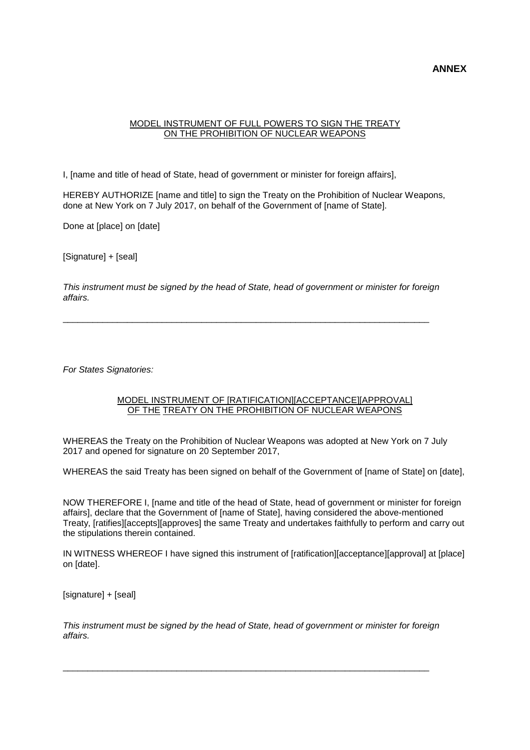**ANNEX**

<u>MODEL INSTRUMENT OF FULL POWERS TO SIGN THE TREATY ON THE PROHIBITION OF NUCLEAR WEAPONS</u>

I, [name and title of head of State, head of government or minister for foreign affairs],

HEREBY AUTHORIZE [name and title] to sign the Treaty on the Prohibition of Nuclear Weapons, done at New York on 7 July 2017, on behalf of the Government of [name of State].

Done at [place] on [date]

[Signature] + [seal]

*This instrument must be signed by the head of State, head of government or minister for foreign affairs.*

---

*For States Signatories:*

<u>MODEL INSTRUMENT OF [RATIFICATION][ACCEPTANCE][APPROVAL] OF THE TREATY ON THE PROHIBITION OF NUCLEAR WEAPONS</u>

WHEREAS the Treaty on the Prohibition of Nuclear Weapons was adopted at New York on 7 July 2017 and opened for signature on 20 September 2017,

WHEREAS the said Treaty has been signed on behalf of the Government of [name of State] on [date],

NOW THEREFORE I, [name and title of the head of State, head of government or minister for foreign affairs], declare that the Government of [name of State], having considered the above-mentioned Treaty, [ratifies][accepts][approves] the same Treaty and undertakes faithfully to perform and carry out the stipulations therein contained.

IN WITNESS WHEREOF I have signed this instrument of [ratification][acceptance][approval] at [place] on [date].

[signature] + [seal]

*This instrument must be signed by the head of State, head of government or minister for foreign affairs.*

---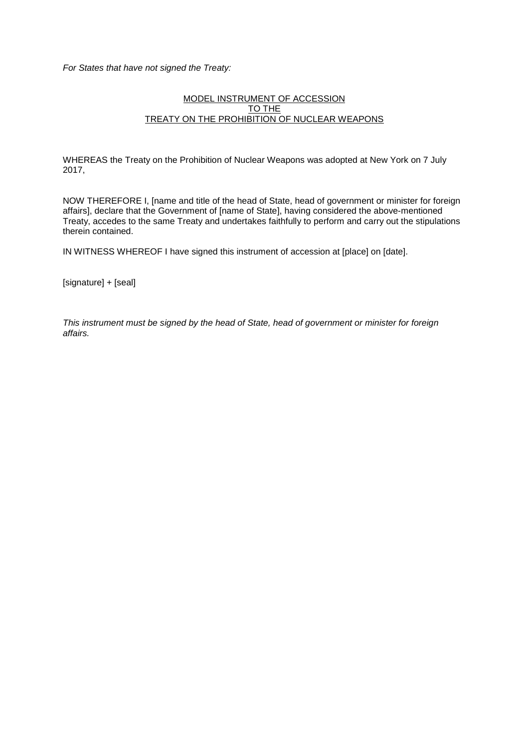*For States that have not signed the Treaty:*

MODEL INSTRUMENT OF ACCESSION
TO THE
TREATY ON THE PROHIBITION OF NUCLEAR WEAPONS

WHEREAS the Treaty on the Prohibition of Nuclear Weapons was adopted at New York on 7 July 2017,

NOW THEREFORE I, [name and title of the head of State, head of government or minister for foreign affairs], declare that the Government of [name of State], having considered the above-mentioned Treaty, accedes to the same Treaty and undertakes faithfully to perform and carry out the stipulations therein contained.

IN WITNESS WHEREOF I have signed this instrument of accession at [place] on [date].

[signature] + [seal]

*This instrument must be signed by the head of State, head of government or minister for foreign affairs.*